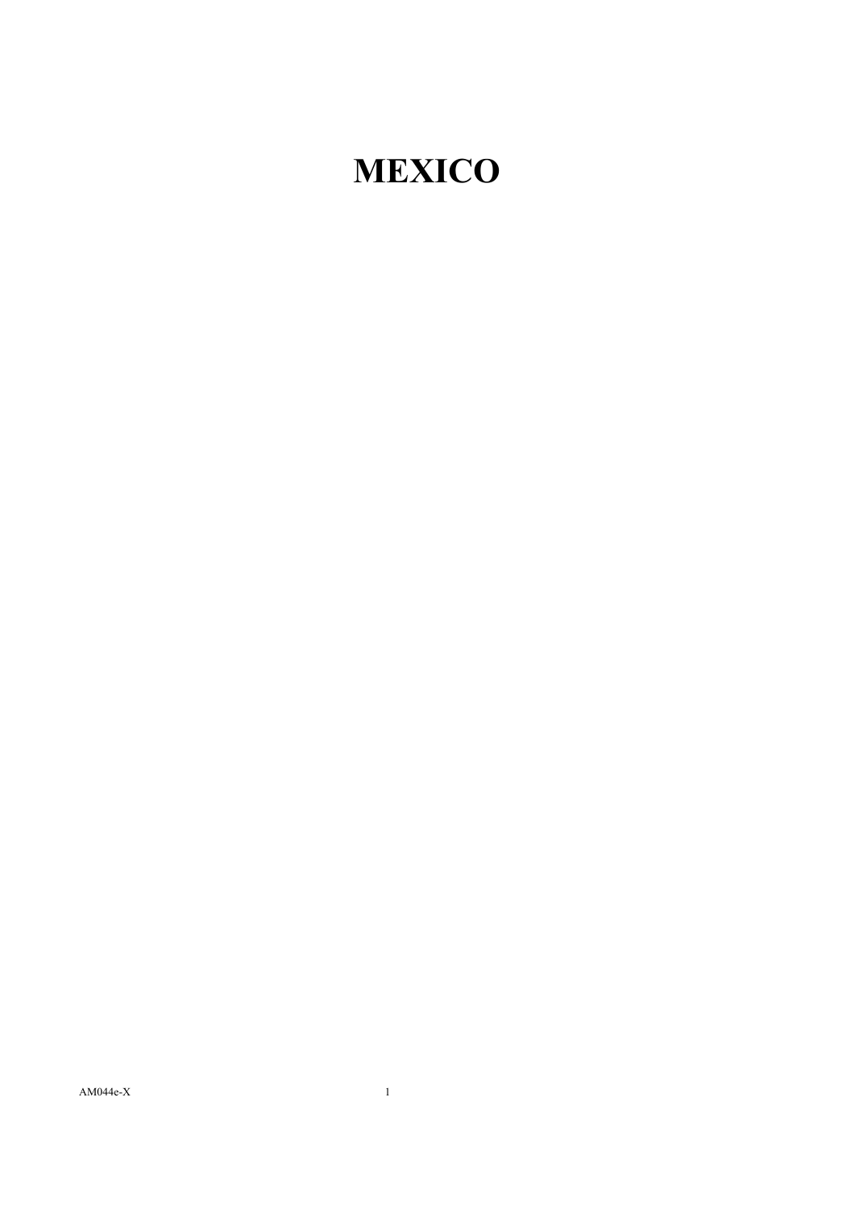# MEXICO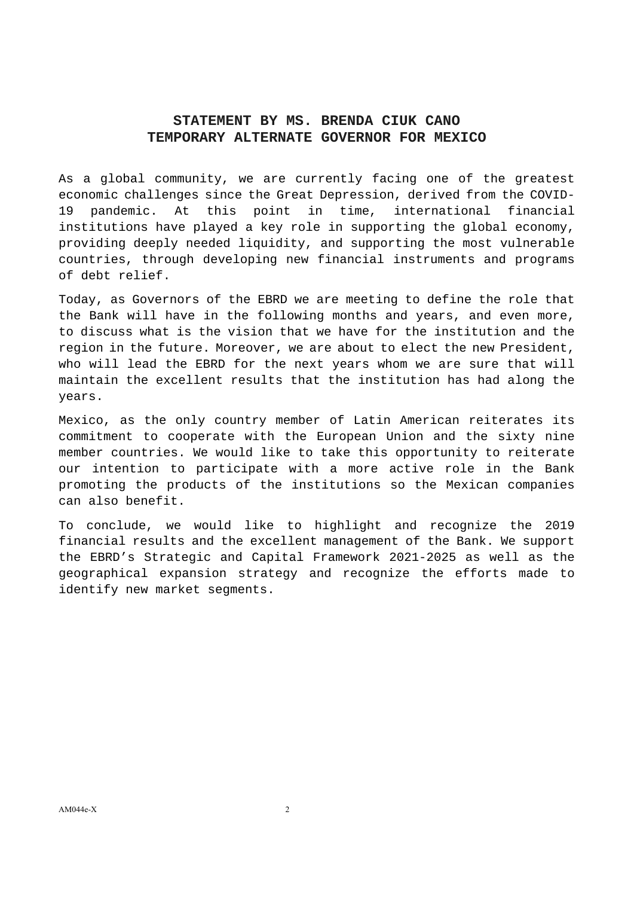## STATEMENT BY MS. BRENDA CIUK CANO
## TEMPORARY ALTERNATE GOVERNOR FOR MEXICO

As a global community, we are currently facing one of the greatest economic challenges since the Great Depression, derived from the COVID-19 pandemic. At this point in time, international financial institutions have played a key role in supporting the global economy, providing deeply needed liquidity, and supporting the most vulnerable countries, through developing new financial instruments and programs of debt relief.

Today, as Governors of the EBRD we are meeting to define the role that the Bank will have in the following months and years, and even more, to discuss what is the vision that we have for the institution and the region in the future. Moreover, we are about to elect the new President, who will lead the EBRD for the next years whom we are sure that will maintain the excellent results that the institution has had along the years.

Mexico, as the only country member of Latin American reiterates its commitment to cooperate with the European Union and the sixty nine member countries. We would like to take this opportunity to reiterate our intention to participate with a more active role in the Bank promoting the products of the institutions so the Mexican companies can also benefit.

To conclude, we would like to highlight and recognize the 2019 financial results and the excellent management of the Bank. We support the EBRD's Strategic and Capital Framework 2021-2025 as well as the geographical expansion strategy and recognize the efforts made to identify new market segments.